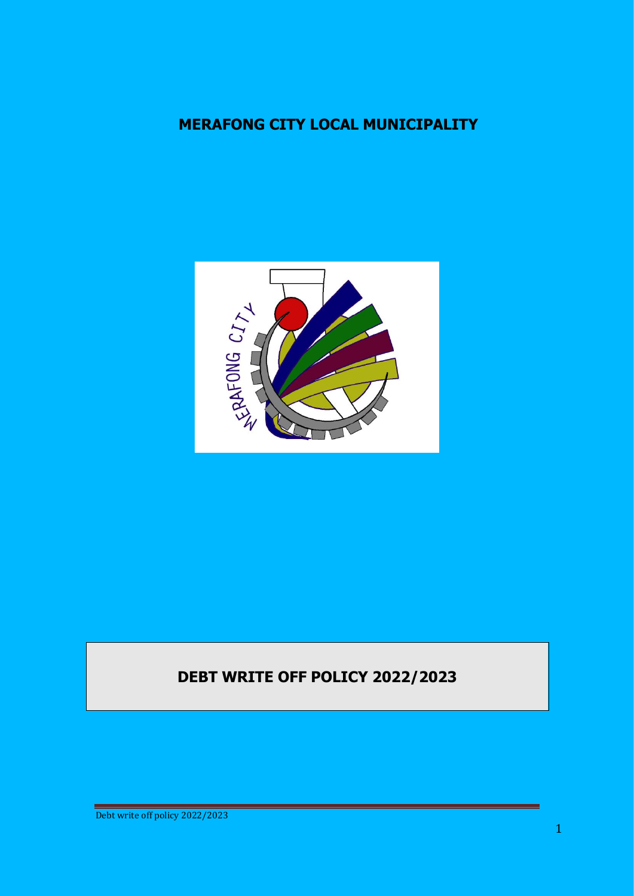# MERAFONG CITY LOCAL MUNICIPALITY

# DEBT WRITE OFF POLICY 2022/2023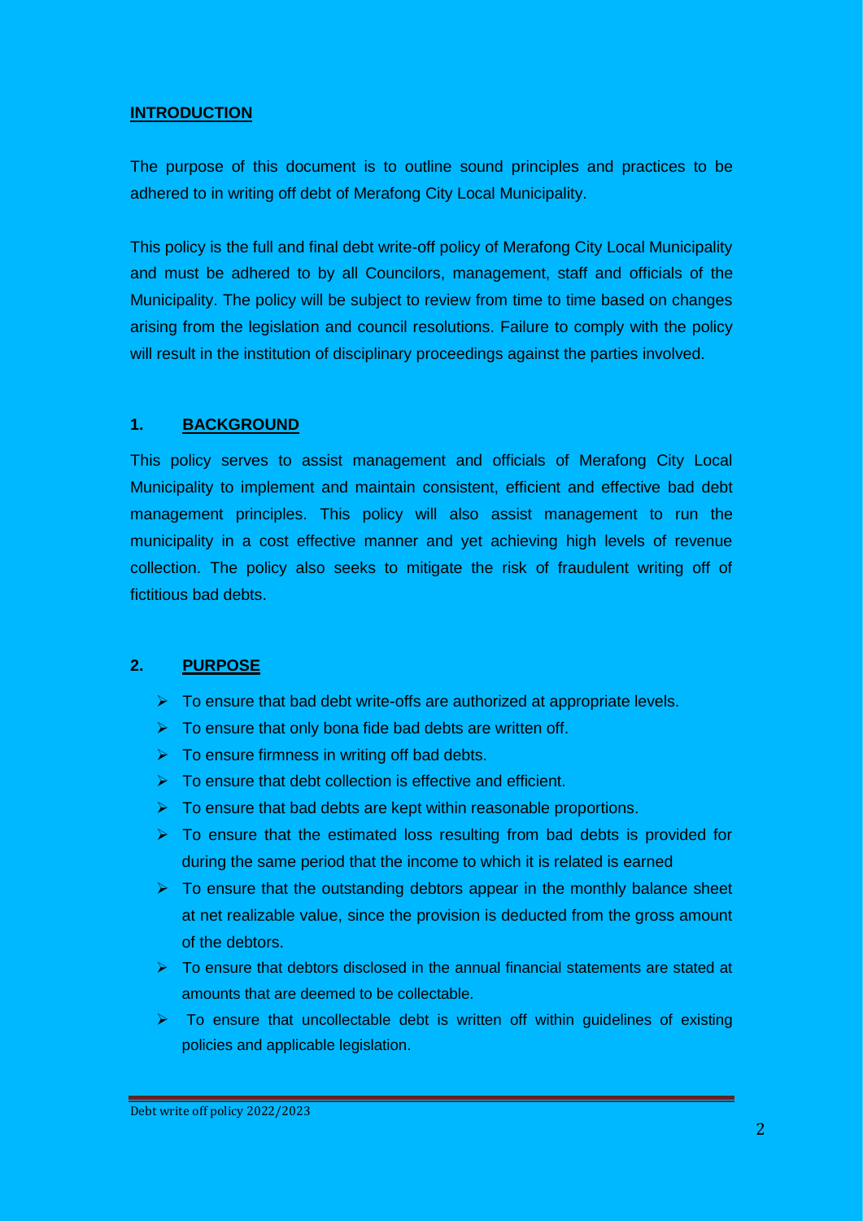**INTRODUCTION**

The purpose of this document is to outline sound principles and practices to be adhered to in writing off debt of Merafong City Local Municipality.

This policy is the full and final debt write-off policy of Merafong City Local Municipality and must be adhered to by all Councilors, management, staff and officials of the Municipality. The policy will be subject to review from time to time based on changes arising from the legislation and council resolutions. Failure to comply with the policy will result in the institution of disciplinary proceedings against the parties involved.

## 1. BACKGROUND

This policy serves to assist management and officials of Merafong City Local Municipality to implement and maintain consistent, efficient and effective bad debt management principles. This policy will also assist management to run the municipality in a cost effective manner and yet achieving high levels of revenue collection. The policy also seeks to mitigate the risk of fraudulent writing off of fictitious bad debts.

## 2. PURPOSE

- To ensure that bad debt write-offs are authorized at appropriate levels.
- To ensure that only bona fide bad debts are written off.
- To ensure firmness in writing off bad debts.
- To ensure that debt collection is effective and efficient.
- To ensure that bad debts are kept within reasonable proportions.
- To ensure that the estimated loss resulting from bad debts is provided for during the same period that the income to which it is related is earned
- To ensure that the outstanding debtors appear in the monthly balance sheet at net realizable value, since the provision is deducted from the gross amount of the debtors.
- To ensure that debtors disclosed in the annual financial statements are stated at amounts that are deemed to be collectable.
- To ensure that uncollectable debt is written off within guidelines of existing policies and applicable legislation.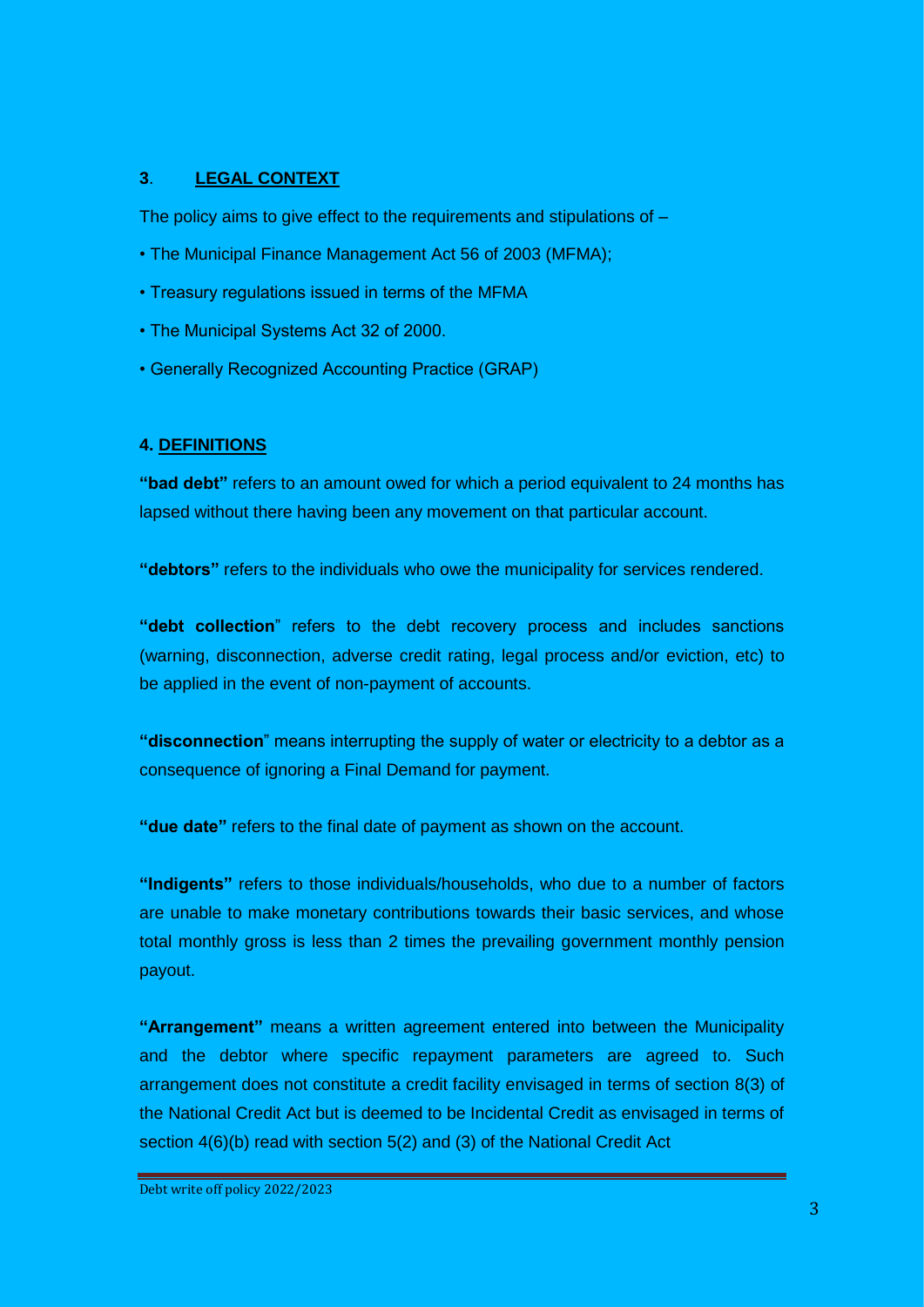## 3. LEGAL CONTEXT

The policy aims to give effect to the requirements and stipulations of –

- The Municipal Finance Management Act 56 of 2003 (MFMA);
- Treasury regulations issued in terms of the MFMA
- The Municipal Systems Act 32 of 2000.
- Generally Recognized Accounting Practice (GRAP)

## 4. DEFINITIONS

**"bad debt"** refers to an amount owed for which a period equivalent to 24 months has lapsed without there having been any movement on that particular account.

**"debtors"** refers to the individuals who owe the municipality for services rendered.

**"debt collection**" refers to the debt recovery process and includes sanctions (warning, disconnection, adverse credit rating, legal process and/or eviction, etc) to be applied in the event of non-payment of accounts.

**"disconnection**" means interrupting the supply of water or electricity to a debtor as a consequence of ignoring a Final Demand for payment.

**"due date"** refers to the final date of payment as shown on the account.

**"Indigents"** refers to those individuals/households, who due to a number of factors are unable to make monetary contributions towards their basic services, and whose total monthly gross is less than 2 times the prevailing government monthly pension payout.

**"Arrangement"** means a written agreement entered into between the Municipality and the debtor where specific repayment parameters are agreed to. Such arrangement does not constitute a credit facility envisaged in terms of section 8(3) of the National Credit Act but is deemed to be Incidental Credit as envisaged in terms of section 4(6)(b) read with section 5(2) and (3) of the National Credit Act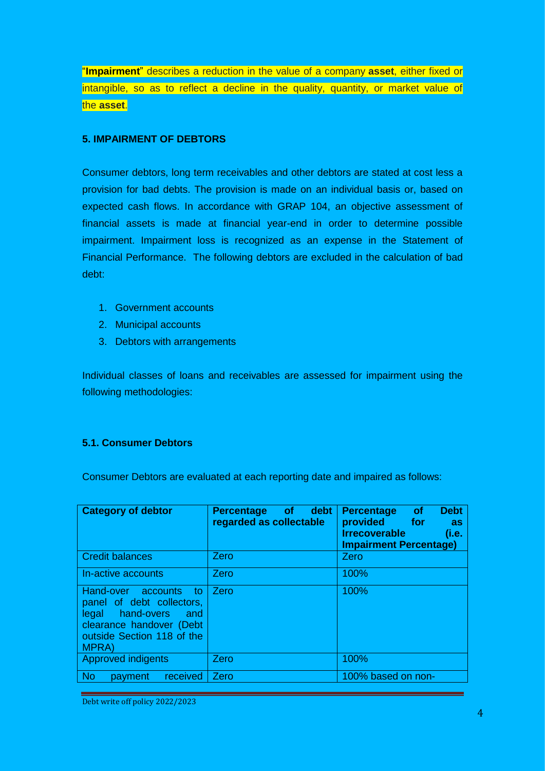"**Impairment**" describes a reduction in the value of a company **asset**, either fixed or intangible, so as to reflect a decline in the quality, quantity, or market value of the **asset**.

## 5. IMPAIRMENT OF DEBTORS

Consumer debtors, long term receivables and other debtors are stated at cost less a provision for bad debts. The provision is made on an individual basis or, based on expected cash flows. In accordance with GRAP 104, an objective assessment of financial assets is made at financial year-end in order to determine possible impairment. Impairment loss is recognized as an expense in the Statement of Financial Performance. The following debtors are excluded in the calculation of bad debt:

1. Government accounts
2. Municipal accounts
3. Debtors with arrangements

Individual classes of loans and receivables are assessed for impairment using the following methodologies:

### 5.1. Consumer Debtors

Consumer Debtors are evaluated at each reporting date and impaired as follows:

| Category of debtor | Percentage of debt regarded as collectable | Percentage of Debt provided for as Irrecoverable (i.e. Impairment Percentage) |
|---|---|---|
| Credit balances | Zero | Zero |
| In-active accounts | Zero | 100% |
| Hand-over accounts to panel of debt collectors, legal hand-overs and clearance handover (Debt outside Section 118 of the MPRA) | Zero | 100% |
| Approved indigents | Zero | 100% |
| No payment received | Zero | 100% based on non- |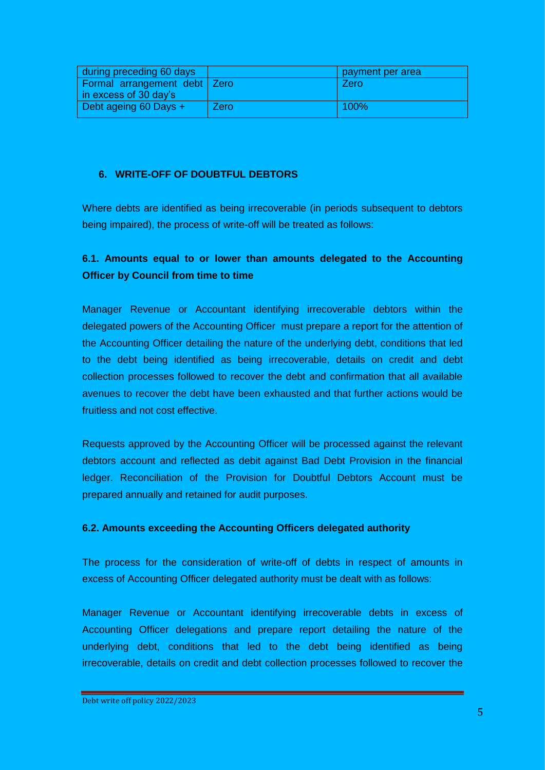| during preceding 60 days | | payment per area |
|---|---|---|
| Formal arrangement debt in excess of 30 day's | Zero | Zero |
| Debt ageing 60 Days + | Zero | 100% |

## 6. WRITE-OFF OF DOUBTFUL DEBTORS

Where debts are identified as being irrecoverable (in periods subsequent to debtors being impaired), the process of write-off will be treated as follows:

### 6.1. Amounts equal to or lower than amounts delegated to the Accounting Officer by Council from time to time

Manager Revenue or Accountant identifying irrecoverable debtors within the delegated powers of the Accounting Officer must prepare a report for the attention of the Accounting Officer detailing the nature of the underlying debt, conditions that led to the debt being identified as being irrecoverable, details on credit and debt collection processes followed to recover the debt and confirmation that all available avenues to recover the debt have been exhausted and that further actions would be fruitless and not cost effective.

Requests approved by the Accounting Officer will be processed against the relevant debtors account and reflected as debit against Bad Debt Provision in the financial ledger. Reconciliation of the Provision for Doubtful Debtors Account must be prepared annually and retained for audit purposes.

### 6.2. Amounts exceeding the Accounting Officers delegated authority

The process for the consideration of write-off of debts in respect of amounts in excess of Accounting Officer delegated authority must be dealt with as follows:

Manager Revenue or Accountant identifying irrecoverable debts in excess of Accounting Officer delegations and prepare report detailing the nature of the underlying debt, conditions that led to the debt being identified as being irrecoverable, details on credit and debt collection processes followed to recover the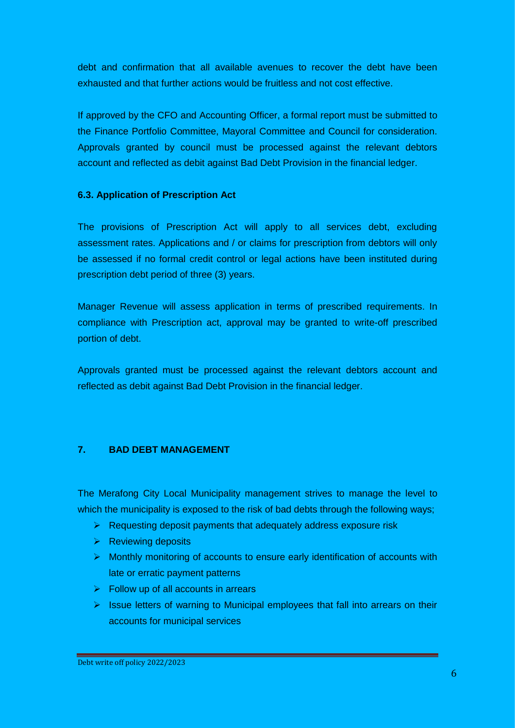debt and confirmation that all available avenues to recover the debt have been exhausted and that further actions would be fruitless and not cost effective.

If approved by the CFO and Accounting Officer, a formal report must be submitted to the Finance Portfolio Committee, Mayoral Committee and Council for consideration. Approvals granted by council must be processed against the relevant debtors account and reflected as debit against Bad Debt Provision in the financial ledger.

### 6.3. Application of Prescription Act

The provisions of Prescription Act will apply to all services debt, excluding assessment rates. Applications and / or claims for prescription from debtors will only be assessed if no formal credit control or legal actions have been instituted during prescription debt period of three (3) years.

Manager Revenue will assess application in terms of prescribed requirements. In compliance with Prescription act, approval may be granted to write-off prescribed portion of debt.

Approvals granted must be processed against the relevant debtors account and reflected as debit against Bad Debt Provision in the financial ledger.

## 7. BAD DEBT MANAGEMENT

The Merafong City Local Municipality management strives to manage the level to which the municipality is exposed to the risk of bad debts through the following ways;

- Requesting deposit payments that adequately address exposure risk
- Reviewing deposits
- Monthly monitoring of accounts to ensure early identification of accounts with late or erratic payment patterns
- Follow up of all accounts in arrears
- Issue letters of warning to Municipal employees that fall into arrears on their accounts for municipal services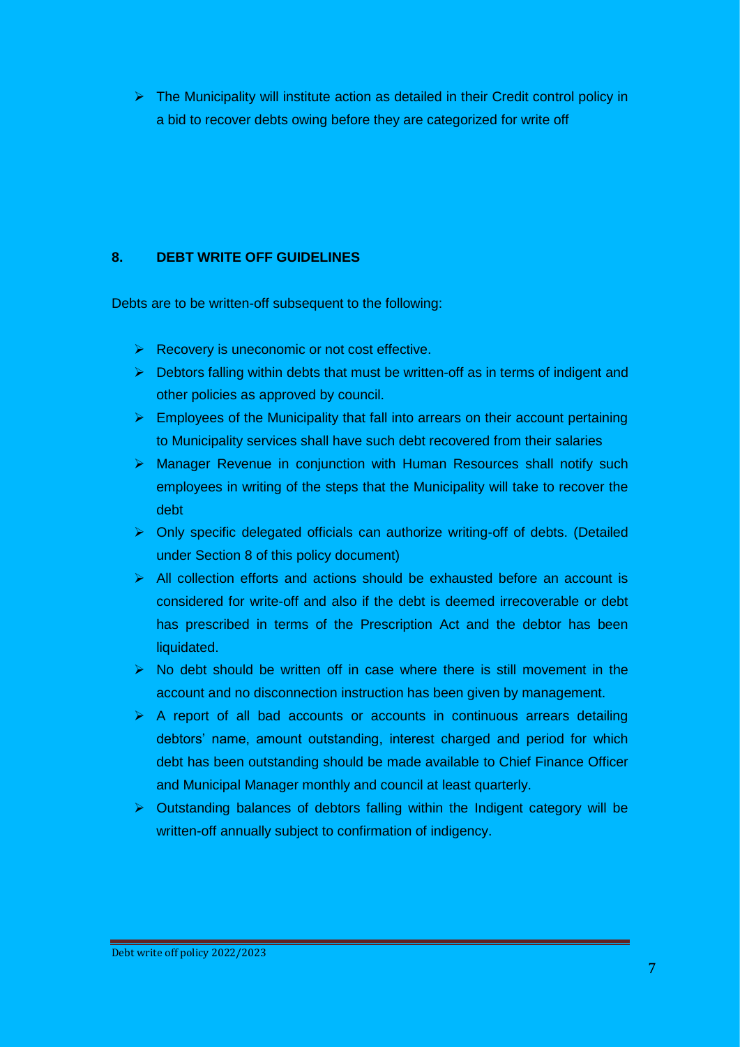- The Municipality will institute action as detailed in their Credit control policy in a bid to recover debts owing before they are categorized for write off

## 8. DEBT WRITE OFF GUIDELINES

Debts are to be written-off subsequent to the following:

- Recovery is uneconomic or not cost effective.
- Debtors falling within debts that must be written-off as in terms of indigent and other policies as approved by council.
- Employees of the Municipality that fall into arrears on their account pertaining to Municipality services shall have such debt recovered from their salaries
- Manager Revenue in conjunction with Human Resources shall notify such employees in writing of the steps that the Municipality will take to recover the debt
- Only specific delegated officials can authorize writing-off of debts. (Detailed under Section 8 of this policy document)
- All collection efforts and actions should be exhausted before an account is considered for write-off and also if the debt is deemed irrecoverable or debt has prescribed in terms of the Prescription Act and the debtor has been liquidated.
- No debt should be written off in case where there is still movement in the account and no disconnection instruction has been given by management.
- A report of all bad accounts or accounts in continuous arrears detailing debtors' name, amount outstanding, interest charged and period for which debt has been outstanding should be made available to Chief Finance Officer and Municipal Manager monthly and council at least quarterly.
- Outstanding balances of debtors falling within the Indigent category will be written-off annually subject to confirmation of indigency.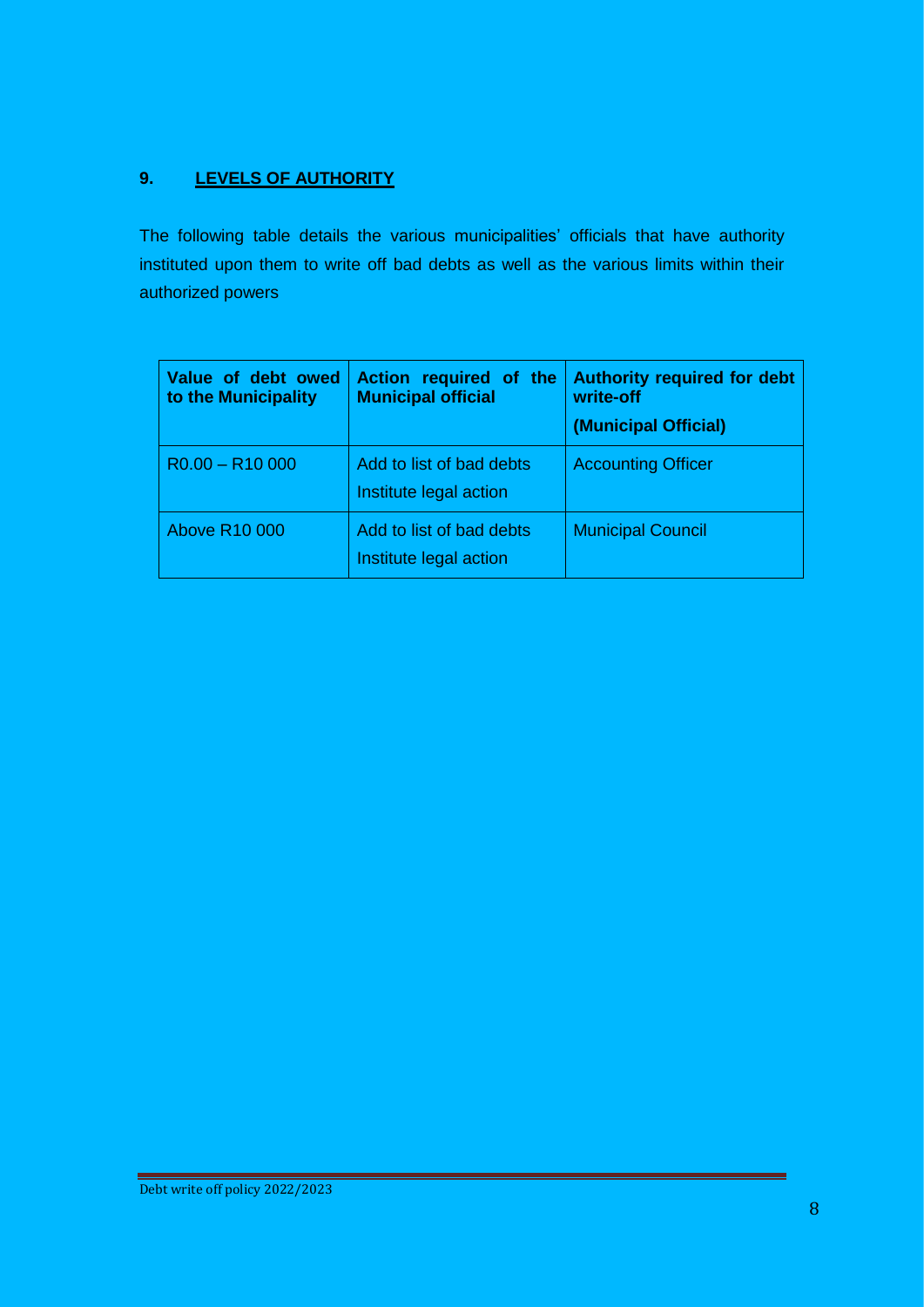## 9. LEVELS OF AUTHORITY

The following table details the various municipalities' officials that have authority instituted upon them to write off bad debts as well as the various limits within their authorized powers

| Value of debt owed to the Municipality | Action required of the Municipal official | Authority required for debt write-off (Municipal Official) |
|---|---|---|
| R0.00 – R10 000 | Add to list of bad debts<br>Institute legal action | Accounting Officer |
| Above R10 000 | Add to list of bad debts<br>Institute legal action | Municipal Council |